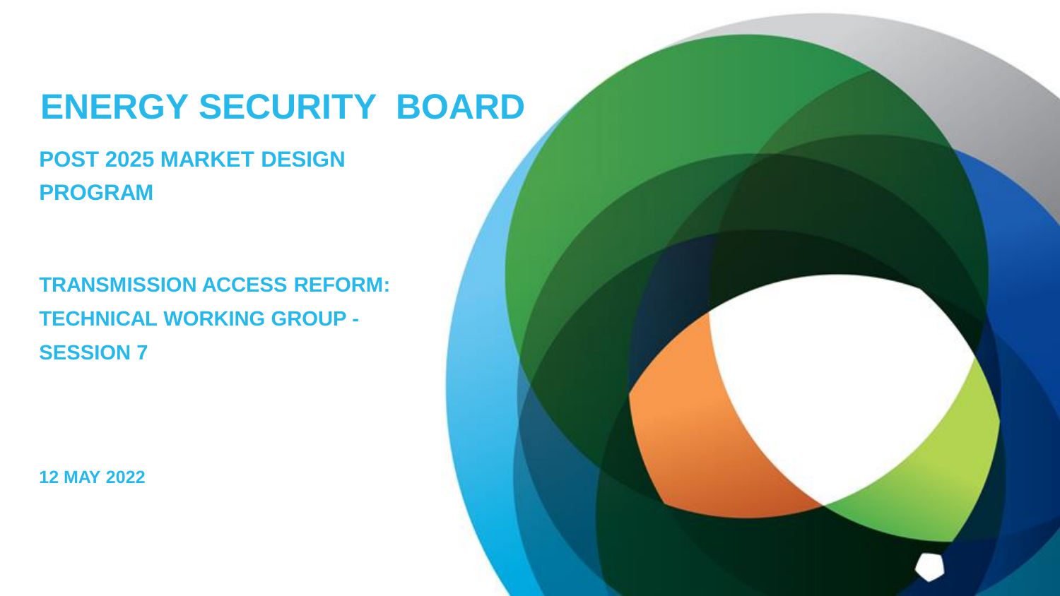# ENERGY SECURITY BOARD

## POST 2025 MARKET DESIGN PROGRAM

## TRANSMISSION ACCESS REFORM: TECHNICAL WORKING GROUP - SESSION 7

12 MAY 2022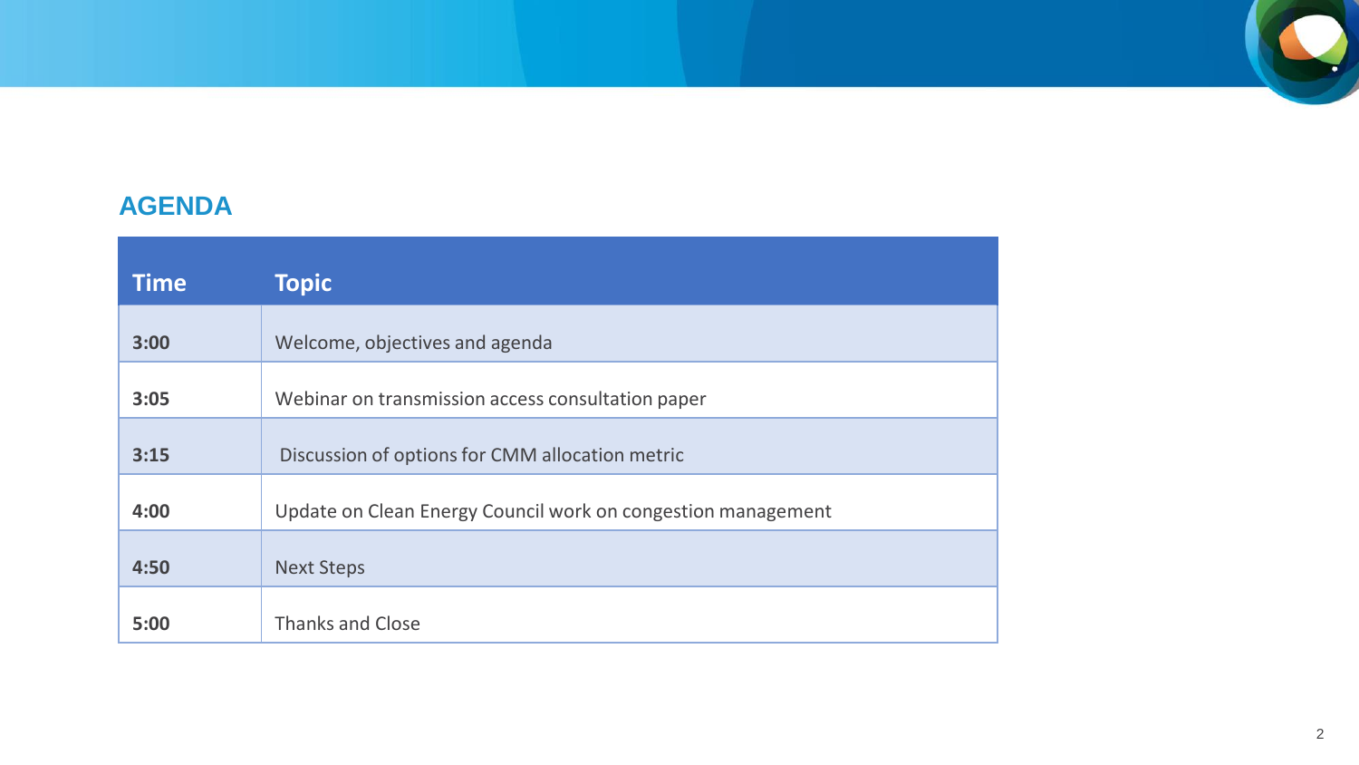## AGENDA

| Time | Topic |
|---|---|
| **3:00** | Welcome, objectives and agenda |
| **3:05** | Webinar on transmission access consultation paper |
| **3:15** | Discussion of options for CMM allocation metric |
| **4:00** | Update on Clean Energy Council work on congestion management |
| **4:50** | Next Steps |
| **5:00** | Thanks and Close |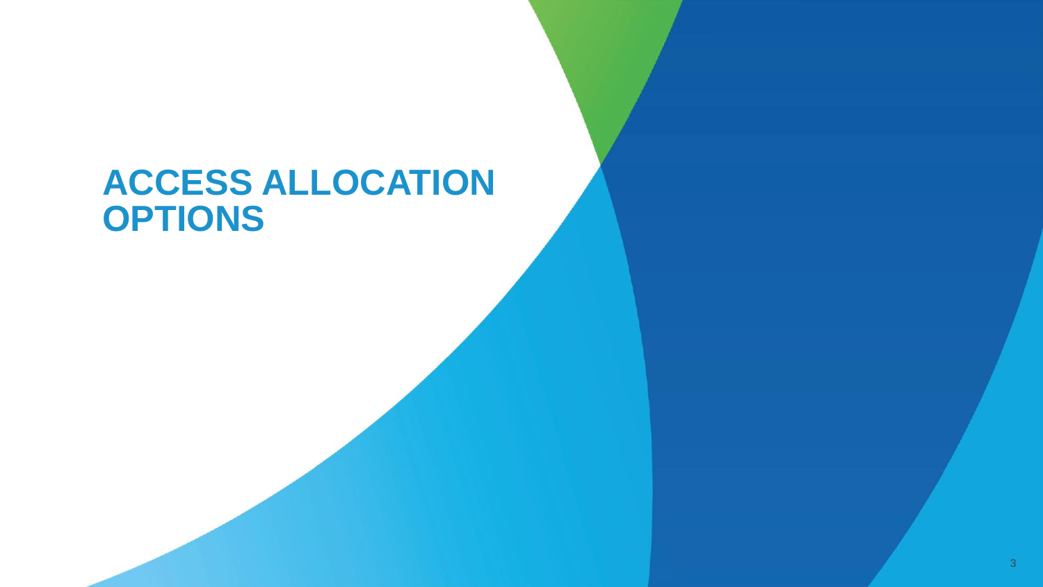# ACCESS ALLOCATION OPTIONS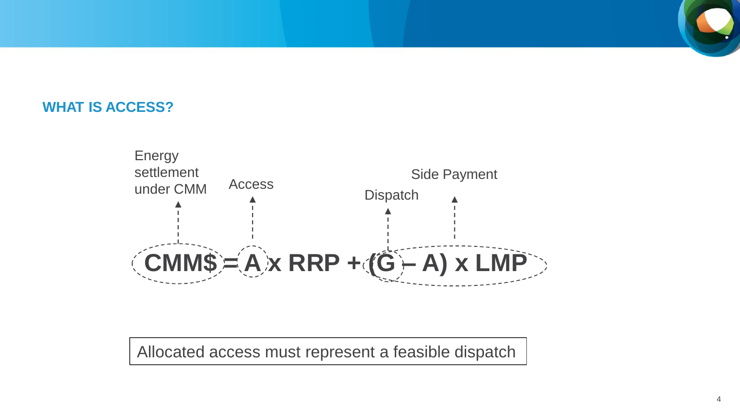## WHAT IS ACCESS?

$$CMM\$ = A \times RRP + (G - A) \times LMP$$

- CMM$: Energy settlement under CMM
- A: Access
- G: Dispatch
- (G – A) x LMP: Side Payment

Allocated access must represent a feasible dispatch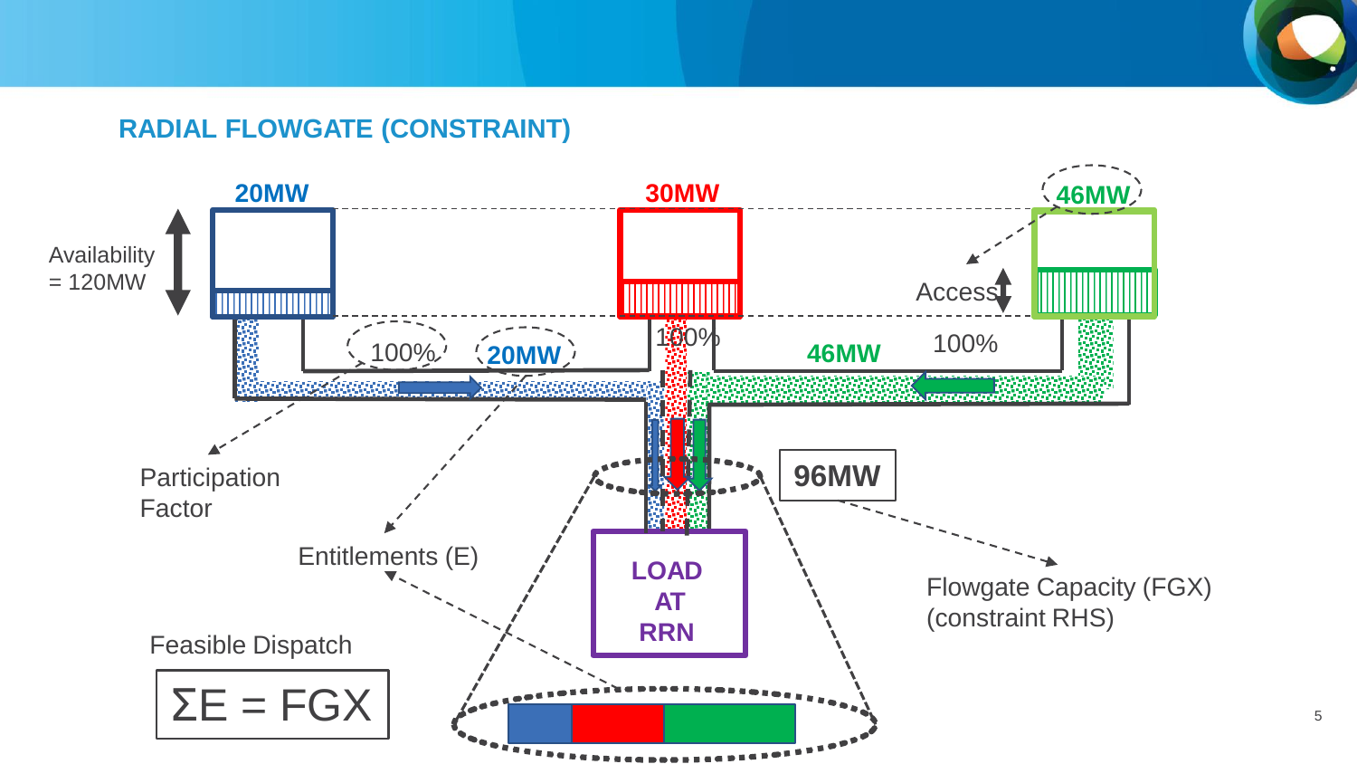## RADIAL FLOWGATE (CONSTRAINT)

20MW

30MW

46MW

Availability = 120MW

Access

100%

20MW

100%

46MW

100%

96MW

Participation Factor

Entitlements (E)

LOAD AT RRN

Flowgate Capacity (FGX) (constraint RHS)

Feasible Dispatch

$$\Sigma E = FGX$$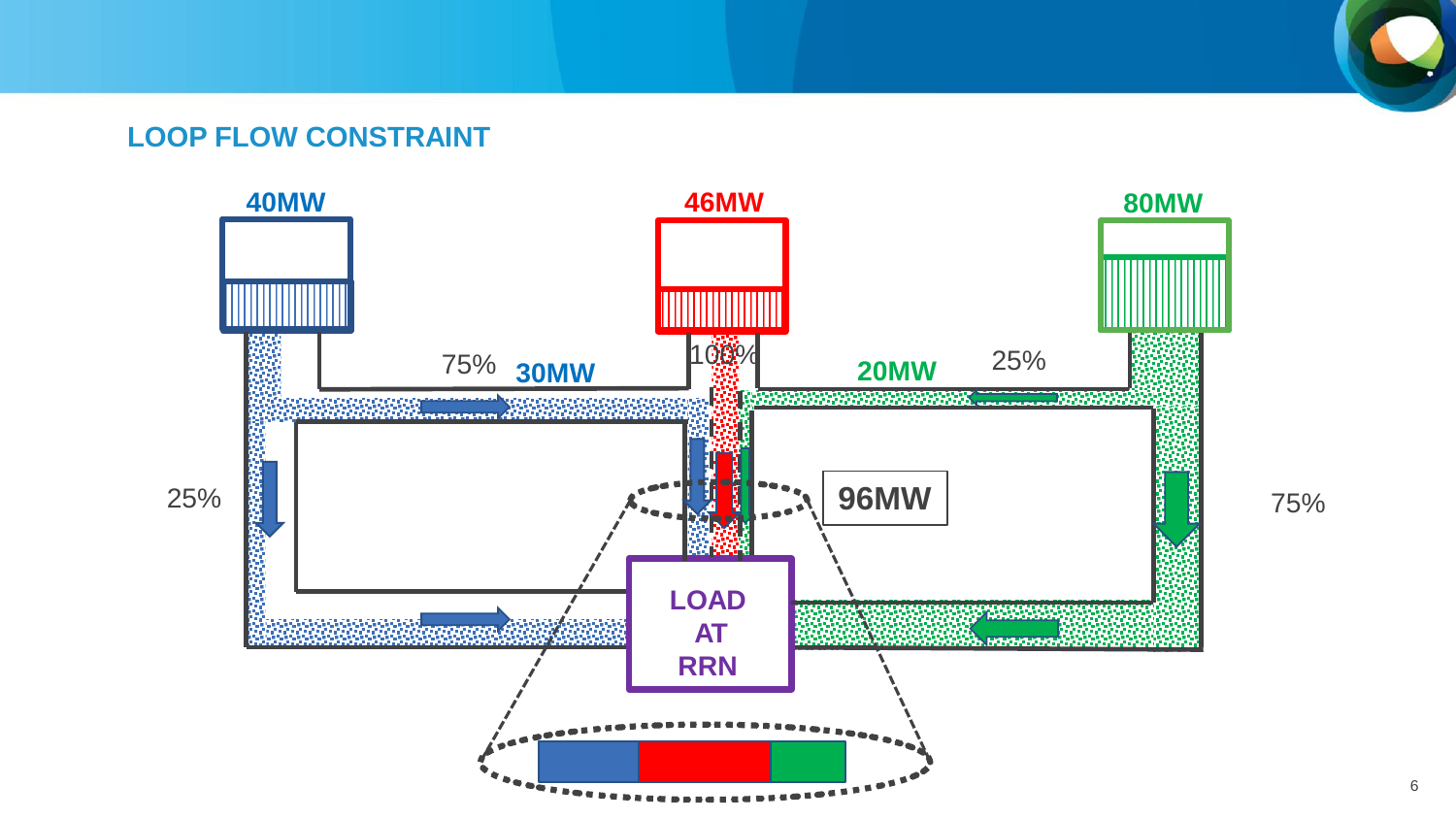## LOOP FLOW CONSTRAINT

40MW

46MW

80MW

75% 30MW

100%

20MW 25%

25%

96MW

75%

LOAD AT RRN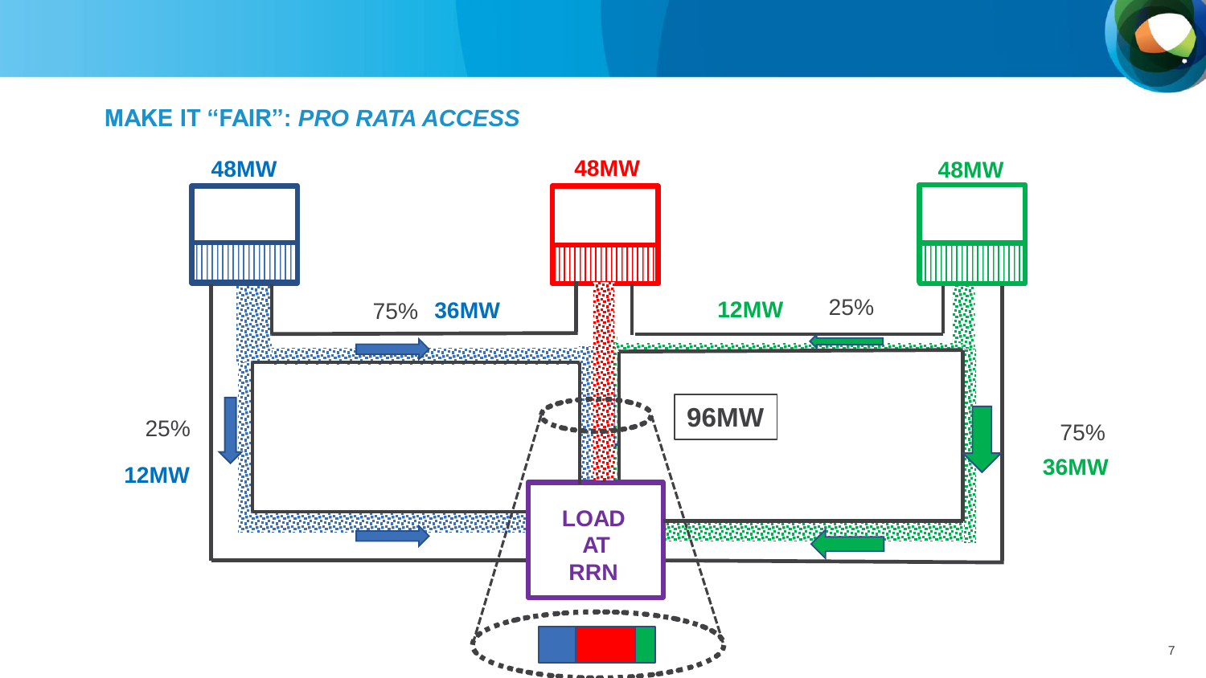## MAKE IT “FAIR”: *PRO RATA ACCESS*

48MW

48MW

48MW

75% 36MW

12MW 25%

25%

12MW

96MW

75%

36MW

LOAD AT RRN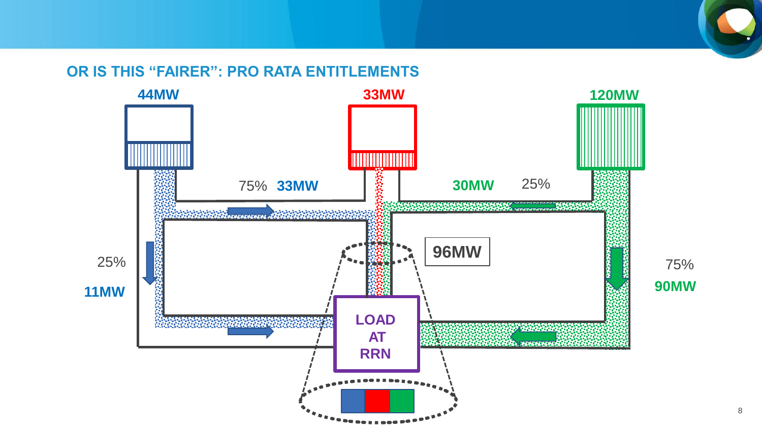## OR IS THIS "FAIRER": PRO RATA ENTITLEMENTS

44MW

33MW

120MW

75% **33MW**

**30MW** 25%

25%

**11MW**

**96MW**

75%

**90MW**

**LOAD AT RRN**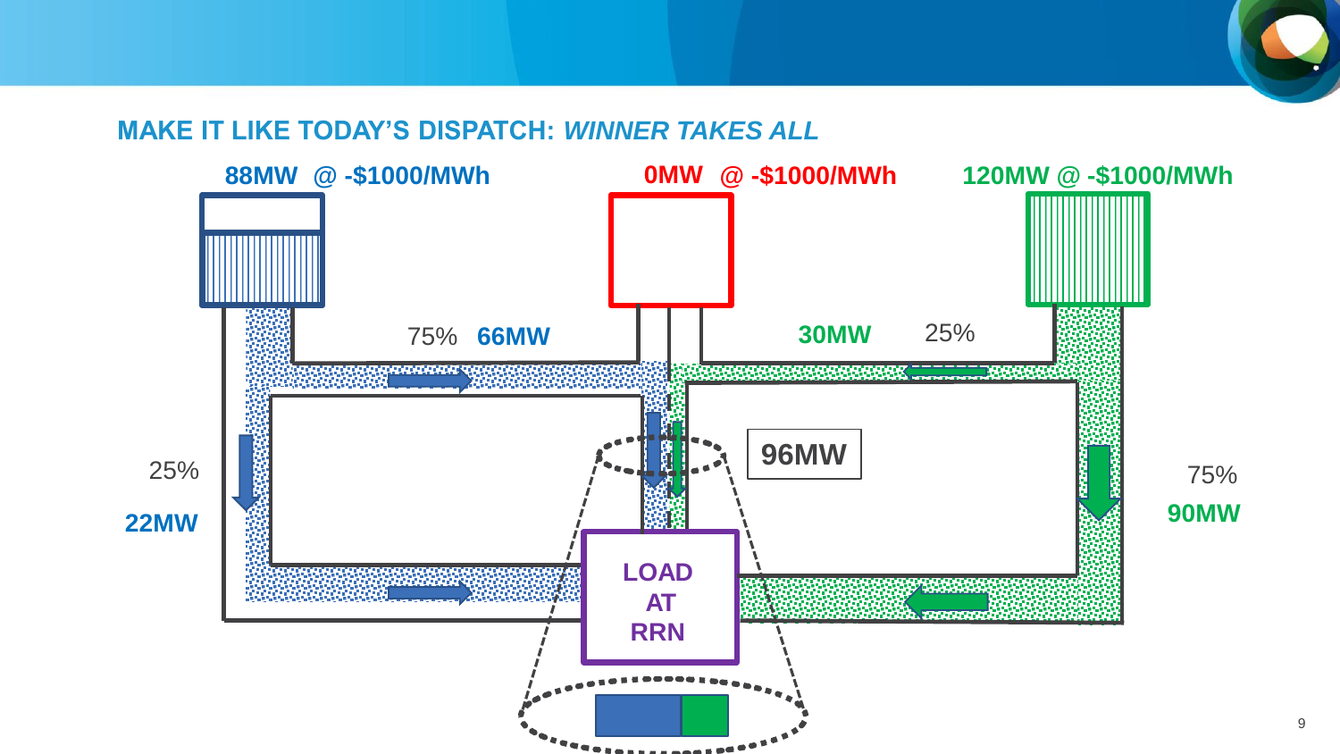## MAKE IT LIKE TODAY'S DISPATCH: *WINNER TAKES ALL*

88MW @ -$1000/MWh

0MW @ -$1000/MWh

120MW @ -$1000/MWh

75% 66MW

30MW 25%

25% 22MW

96MW

75% 90MW

LOAD AT RRN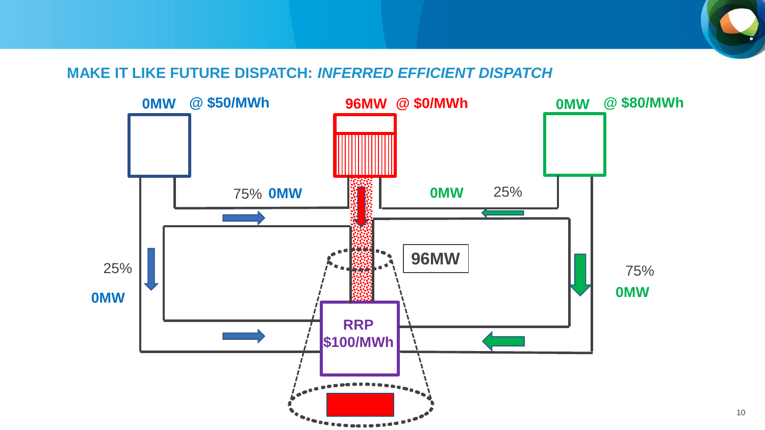## MAKE IT LIKE FUTURE DISPATCH: *INFERRED EFFICIENT DISPATCH*

0MW @ $50/MWh

96MW @ $0/MWh

0MW @ $80/MWh

75% 0MW

0MW 25%

96MW

25%

0MW

75%

0MW

RRP
$100/MWh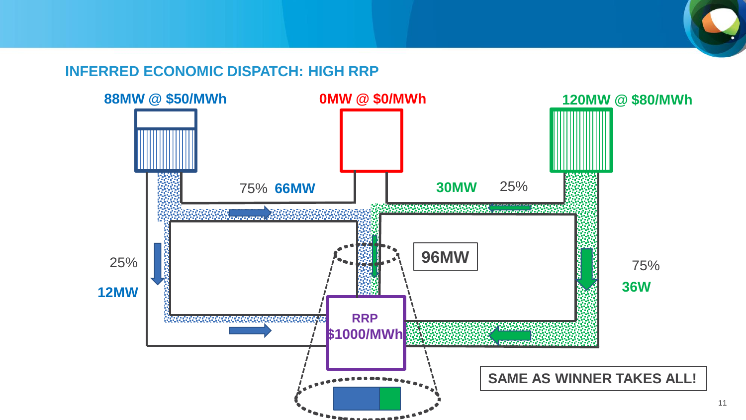## INFERRED ECONOMIC DISPATCH: HIGH RRP

88MW @ $50/MWh

0MW @ $0/MWh

120MW @ $80/MWh

75% 66MW

30MW 25%

25% 12MW

75% 36W

96MW

RRP $1000/MWh

SAME AS WINNER TAKES ALL!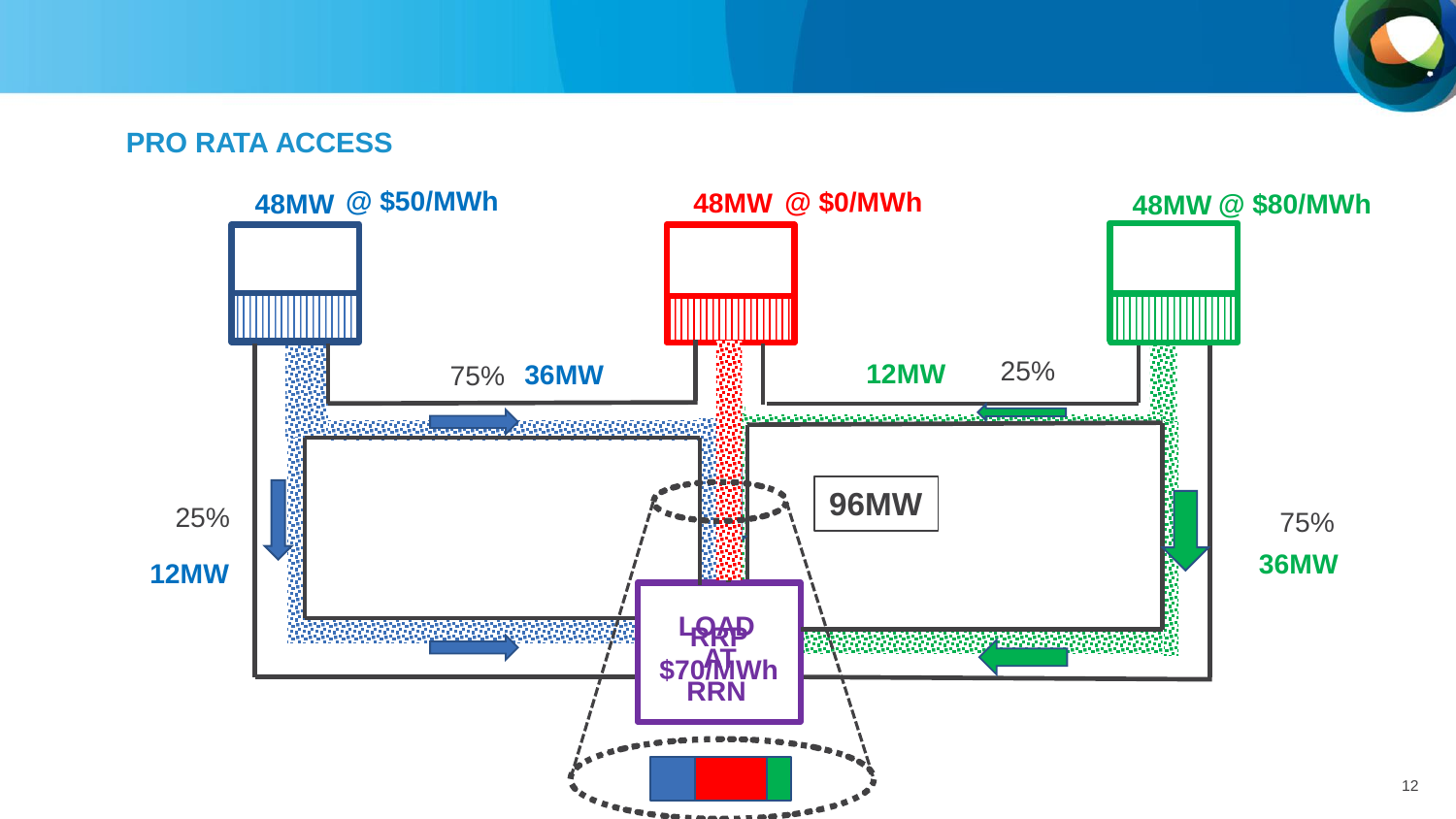## PRO RATA ACCESS

48MW @ $50/MWh

48MW @ $0/MWh

48MW @ $80/MWh

75% 36MW

12MW 25%

25% 12MW

75% 36MW

96MW

LOAD AT RRN

RRP $70/MWh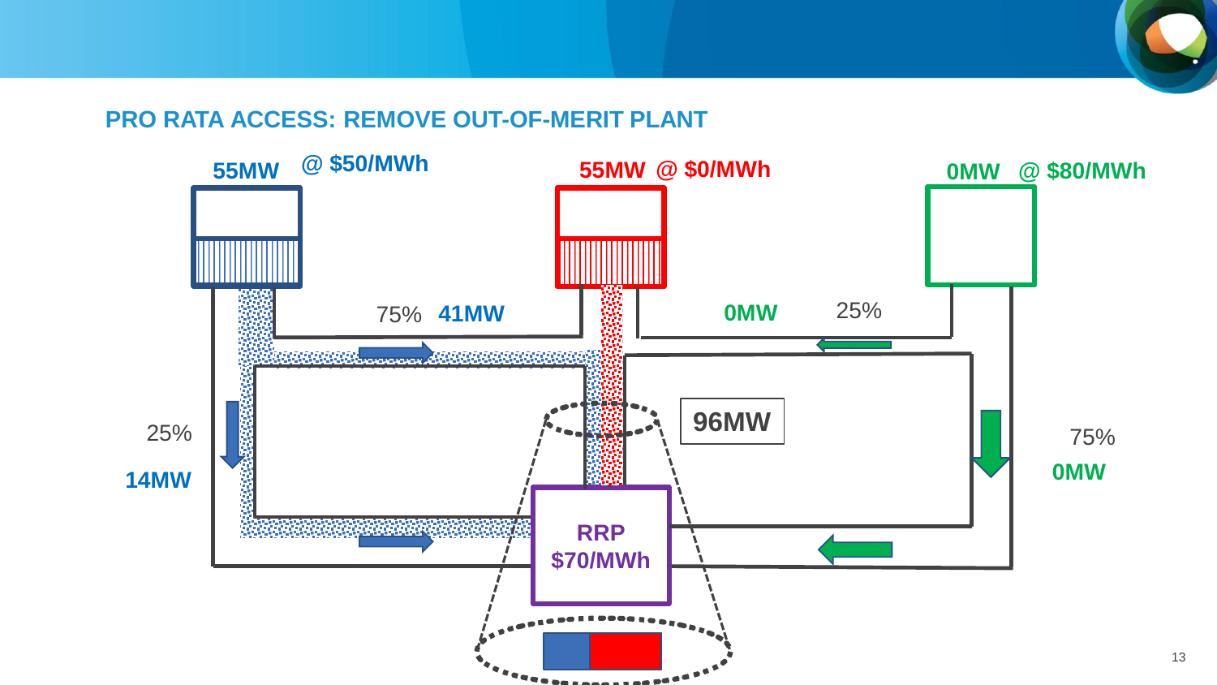## PRO RATA ACCESS: REMOVE OUT-OF-MERIT PLANT

55MW @ $50/MWh

55MW @ $0/MWh

0MW @ $80/MWh

75% 41MW

0MW 25%

25% 14MW

96MW

75% 0MW

RRP $70/MWh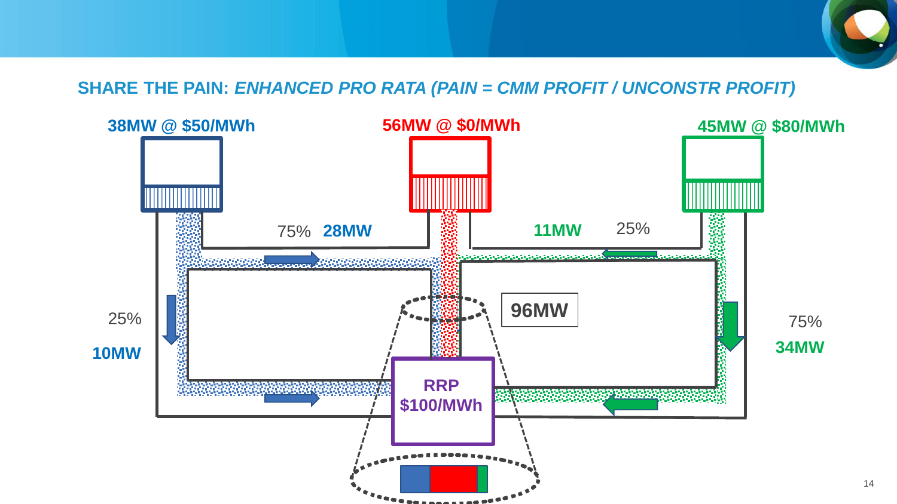## SHARE THE PAIN: *ENHANCED PRO RATA (PAIN = CMM PROFIT / UNCONSTR PROFIT)*

38MW @ $50/MWh

56MW @ $0/MWh

45MW @ $80/MWh

75% 28MW

11MW 25%

25%

10MW

96MW

75%

34MW

RRP
$100/MWh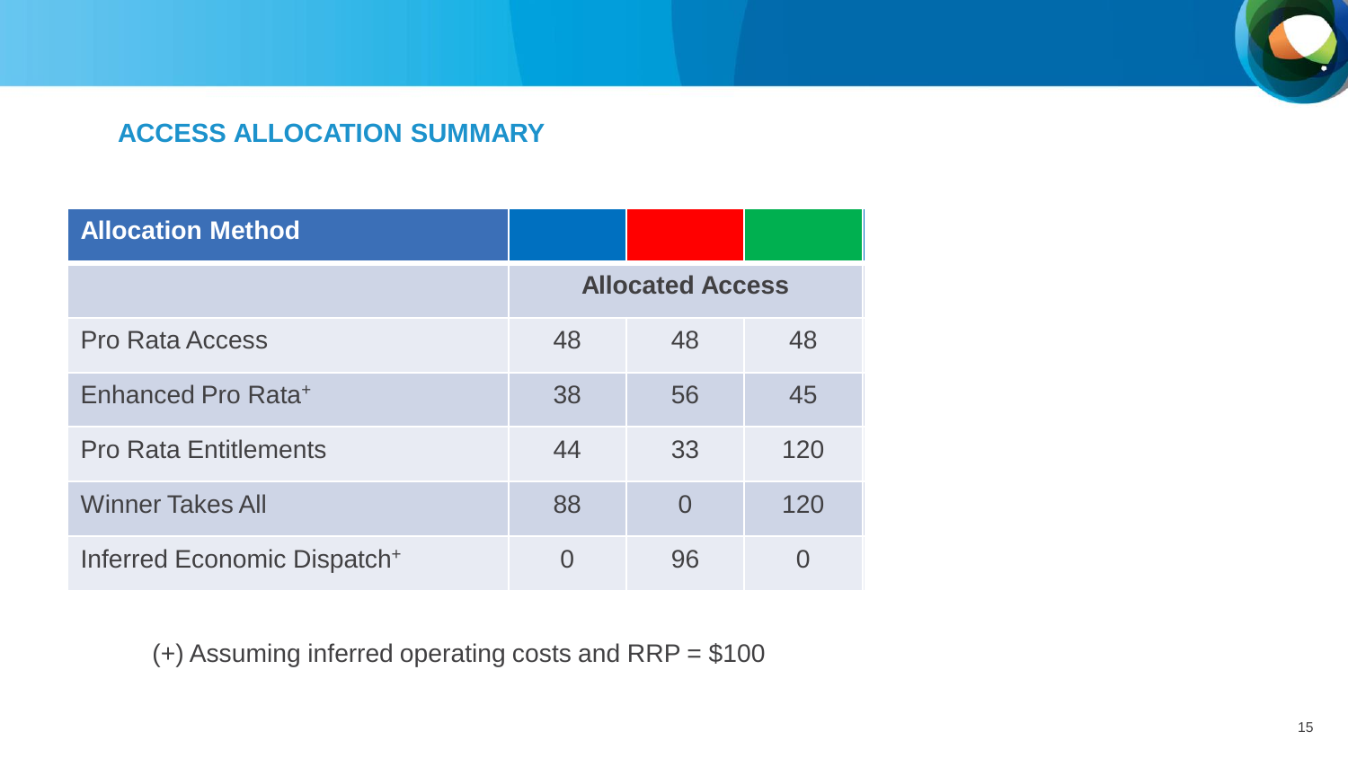## ACCESS ALLOCATION SUMMARY

| Allocation Method | | | |
|---|---|---|---|
| | Allocated Access | | |
| Pro Rata Access | 48 | 48 | 48 |
| Enhanced Pro Rata+ | 38 | 56 | 45 |
| Pro Rata Entitlements | 44 | 33 | 120 |
| Winner Takes All | 88 | 0 | 120 |
| Inferred Economic Dispatch+ | 0 | 96 | 0 |

(+) Assuming inferred operating costs and RRP = $100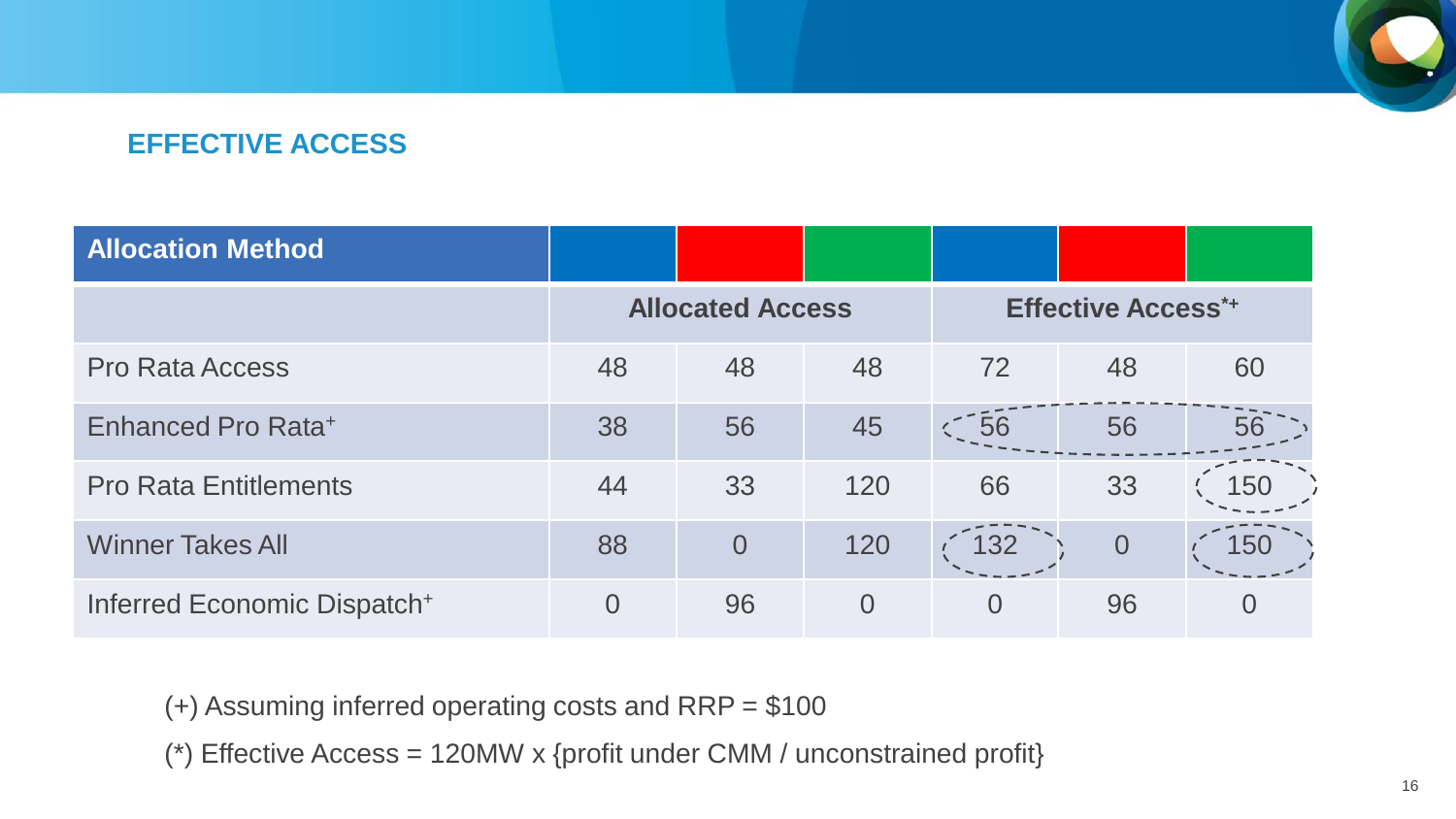## EFFECTIVE ACCESS

| Allocation Method | | | | | | |
|---|---|---|---|---|---|---|
| | Allocated Access | | | Effective Access*+ | | |
| Pro Rata Access | 48 | 48 | 48 | 72 | 48 | 60 |
| Enhanced Pro Rata+ | 38 | 56 | 45 | 56 | 56 | 56 |
| Pro Rata Entitlements | 44 | 33 | 120 | 66 | 33 | 150 |
| Winner Takes All | 88 | 0 | 120 | 132 | 0 | 150 |
| Inferred Economic Dispatch+ | 0 | 96 | 0 | 0 | 96 | 0 |

(+) Assuming inferred operating costs and RRP = $100

(*) Effective Access = 120MW x {profit under CMM / unconstrained profit}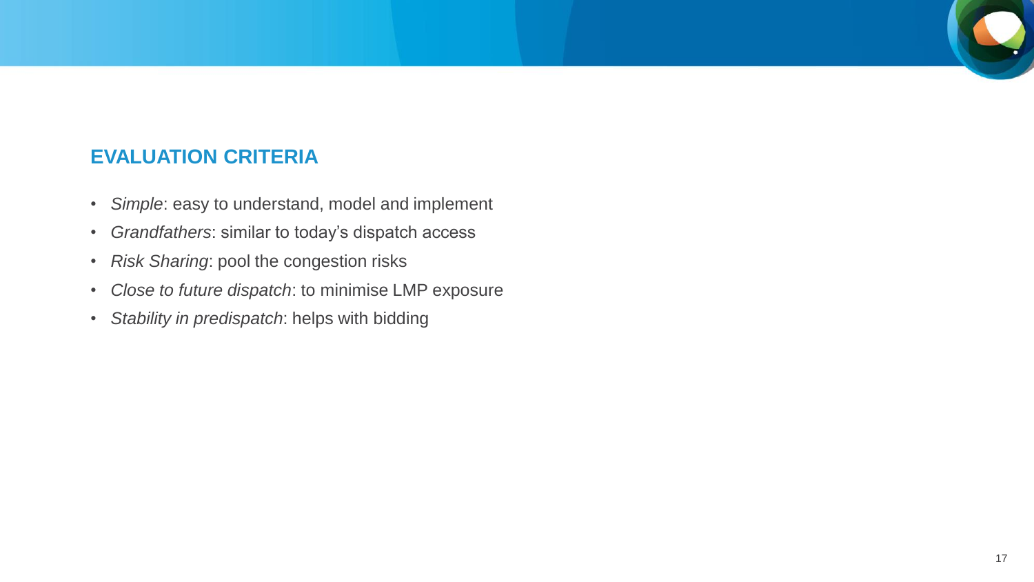## EVALUATION CRITERIA

- *Simple*: easy to understand, model and implement
- *Grandfathers*: similar to today's dispatch access
- *Risk Sharing*: pool the congestion risks
- *Close to future dispatch*: to minimise LMP exposure
- *Stability in predispatch*: helps with bidding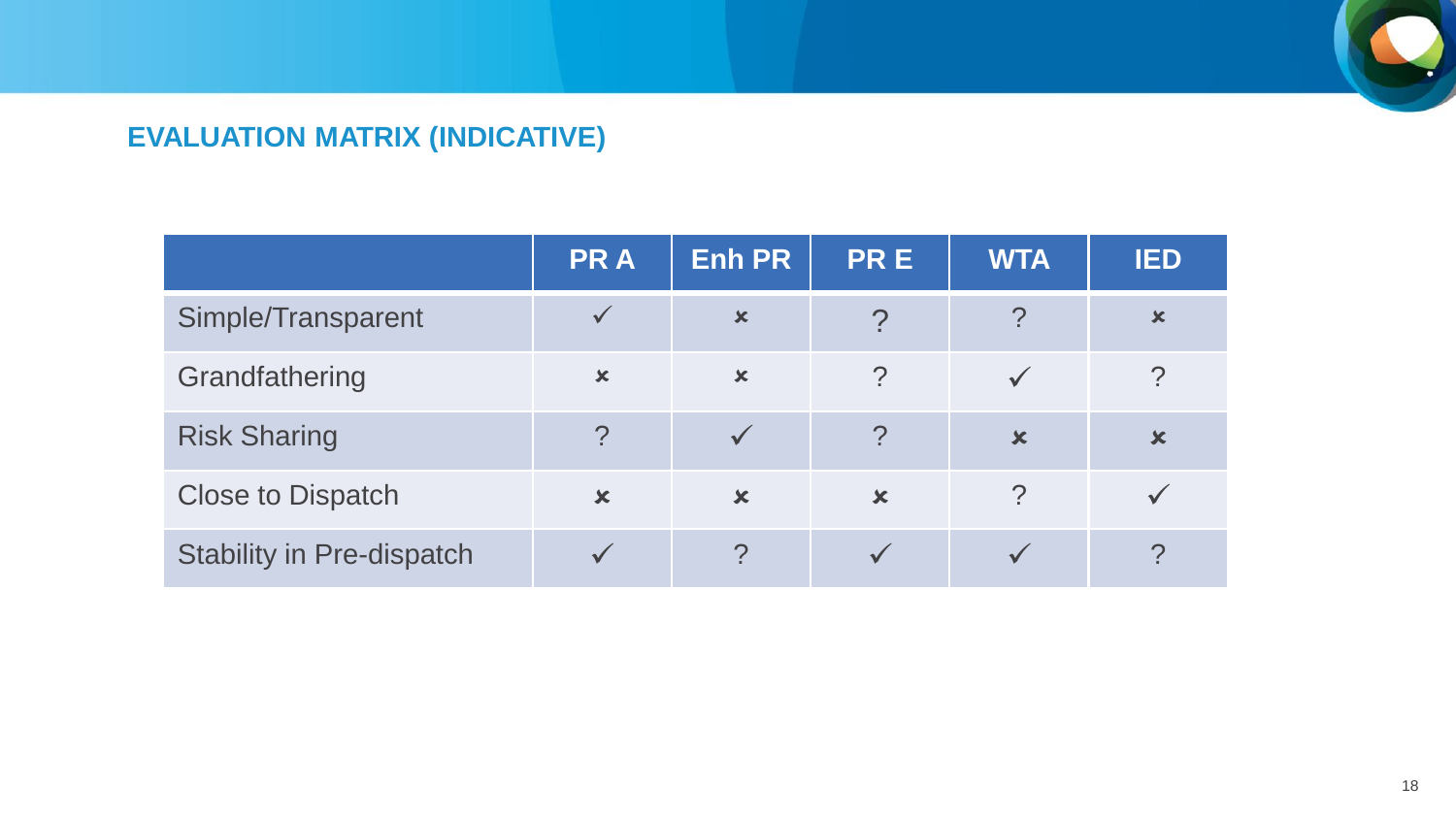## EVALUATION MATRIX (INDICATIVE)

| | PR A | Enh PR | PR E | WTA | IED |
|---|---|---|---|---|---|
| Simple/Transparent | ✓ | ✗ | ? | ? | ✗ |
| Grandfathering | ✗ | ✗ | ? | ✓ | ? |
| Risk Sharing | ? | ✓ | ? | ✗ | ✗ |
| Close to Dispatch | ✗ | ✗ | ✗ | ? | ✓ |
| Stability in Pre-dispatch | ✓ | ? | ✓ | ✓ | ? |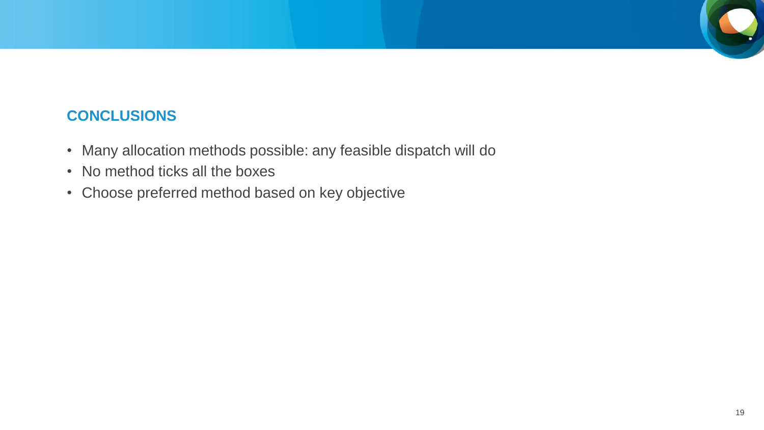## CONCLUSIONS

- Many allocation methods possible: any feasible dispatch will do
- No method ticks all the boxes
- Choose preferred method based on key objective